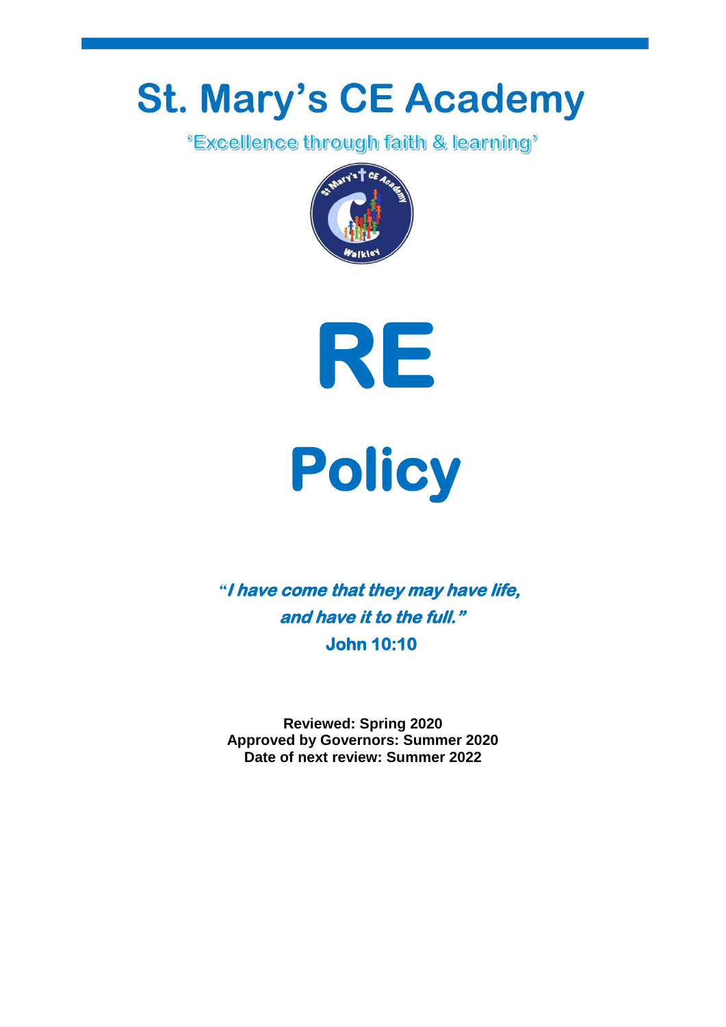# St. Mary's CE Academy

'Excellence through faith & learning'

# RE

# Policy

***"I have come that they may have life, and have it to the full."***

**John 10:10**

**Reviewed: Spring 2020**
**Approved by Governors: Summer 2020**
**Date of next review: Summer 2022**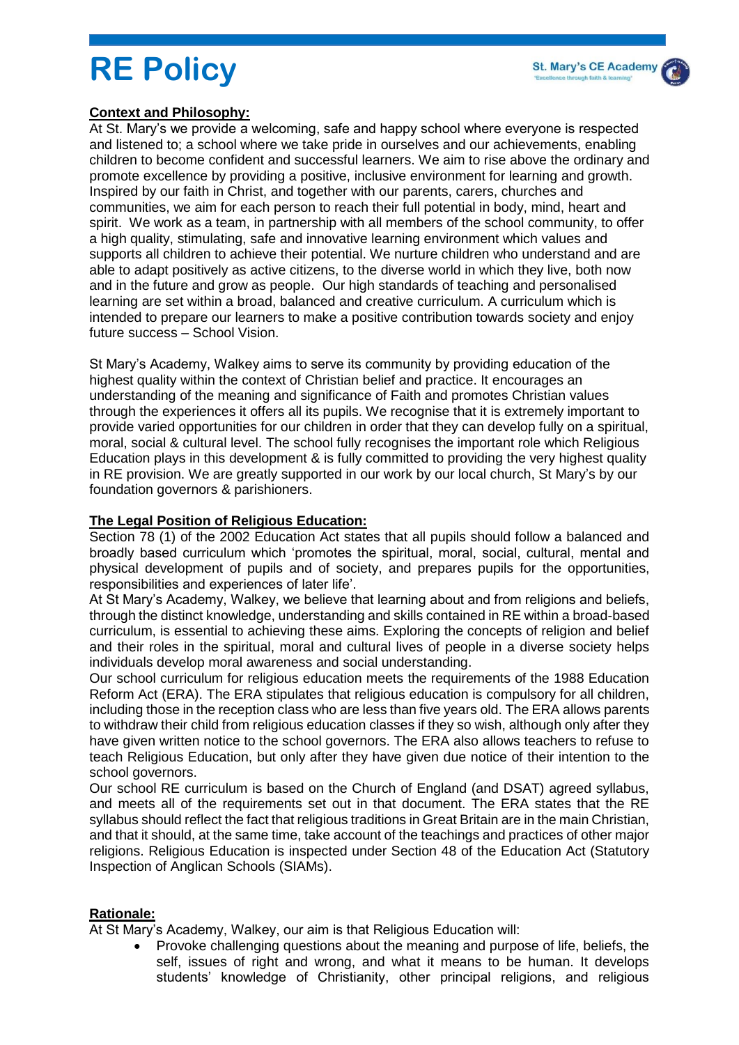# RE Policy

## Context and Philosophy:

At St. Mary's we provide a welcoming, safe and happy school where everyone is respected and listened to; a school where we take pride in ourselves and our achievements, enabling children to become confident and successful learners. We aim to rise above the ordinary and promote excellence by providing a positive, inclusive environment for learning and growth. Inspired by our faith in Christ, and together with our parents, carers, churches and communities, we aim for each person to reach their full potential in body, mind, heart and spirit. We work as a team, in partnership with all members of the school community, to offer a high quality, stimulating, safe and innovative learning environment which values and supports all children to achieve their potential. We nurture children who understand and are able to adapt positively as active citizens, to the diverse world in which they live, both now and in the future and grow as people. Our high standards of teaching and personalised learning are set within a broad, balanced and creative curriculum. A curriculum which is intended to prepare our learners to make a positive contribution towards society and enjoy future success – School Vision.

St Mary's Academy, Walkey aims to serve its community by providing education of the highest quality within the context of Christian belief and practice. It encourages an understanding of the meaning and significance of Faith and promotes Christian values through the experiences it offers all its pupils. We recognise that it is extremely important to provide varied opportunities for our children in order that they can develop fully on a spiritual, moral, social & cultural level. The school fully recognises the important role which Religious Education plays in this development & is fully committed to providing the very highest quality in RE provision. We are greatly supported in our work by our local church, St Mary's by our foundation governors & parishioners.

## The Legal Position of Religious Education:

Section 78 (1) of the 2002 Education Act states that all pupils should follow a balanced and broadly based curriculum which 'promotes the spiritual, moral, social, cultural, mental and physical development of pupils and of society, and prepares pupils for the opportunities, responsibilities and experiences of later life'.

At St Mary's Academy, Walkey, we believe that learning about and from religions and beliefs, through the distinct knowledge, understanding and skills contained in RE within a broad-based curriculum, is essential to achieving these aims. Exploring the concepts of religion and belief and their roles in the spiritual, moral and cultural lives of people in a diverse society helps individuals develop moral awareness and social understanding.

Our school curriculum for religious education meets the requirements of the 1988 Education Reform Act (ERA). The ERA stipulates that religious education is compulsory for all children, including those in the reception class who are less than five years old. The ERA allows parents to withdraw their child from religious education classes if they so wish, although only after they have given written notice to the school governors. The ERA also allows teachers to refuse to teach Religious Education, but only after they have given due notice of their intention to the school governors.

Our school RE curriculum is based on the Church of England (and DSAT) agreed syllabus, and meets all of the requirements set out in that document. The ERA states that the RE syllabus should reflect the fact that religious traditions in Great Britain are in the main Christian, and that it should, at the same time, take account of the teachings and practices of other major religions. Religious Education is inspected under Section 48 of the Education Act (Statutory Inspection of Anglican Schools (SIAMs).

## Rationale:

At St Mary's Academy, Walkey, our aim is that Religious Education will:

- Provoke challenging questions about the meaning and purpose of life, beliefs, the self, issues of right and wrong, and what it means to be human. It develops students' knowledge of Christianity, other principal religions, and religious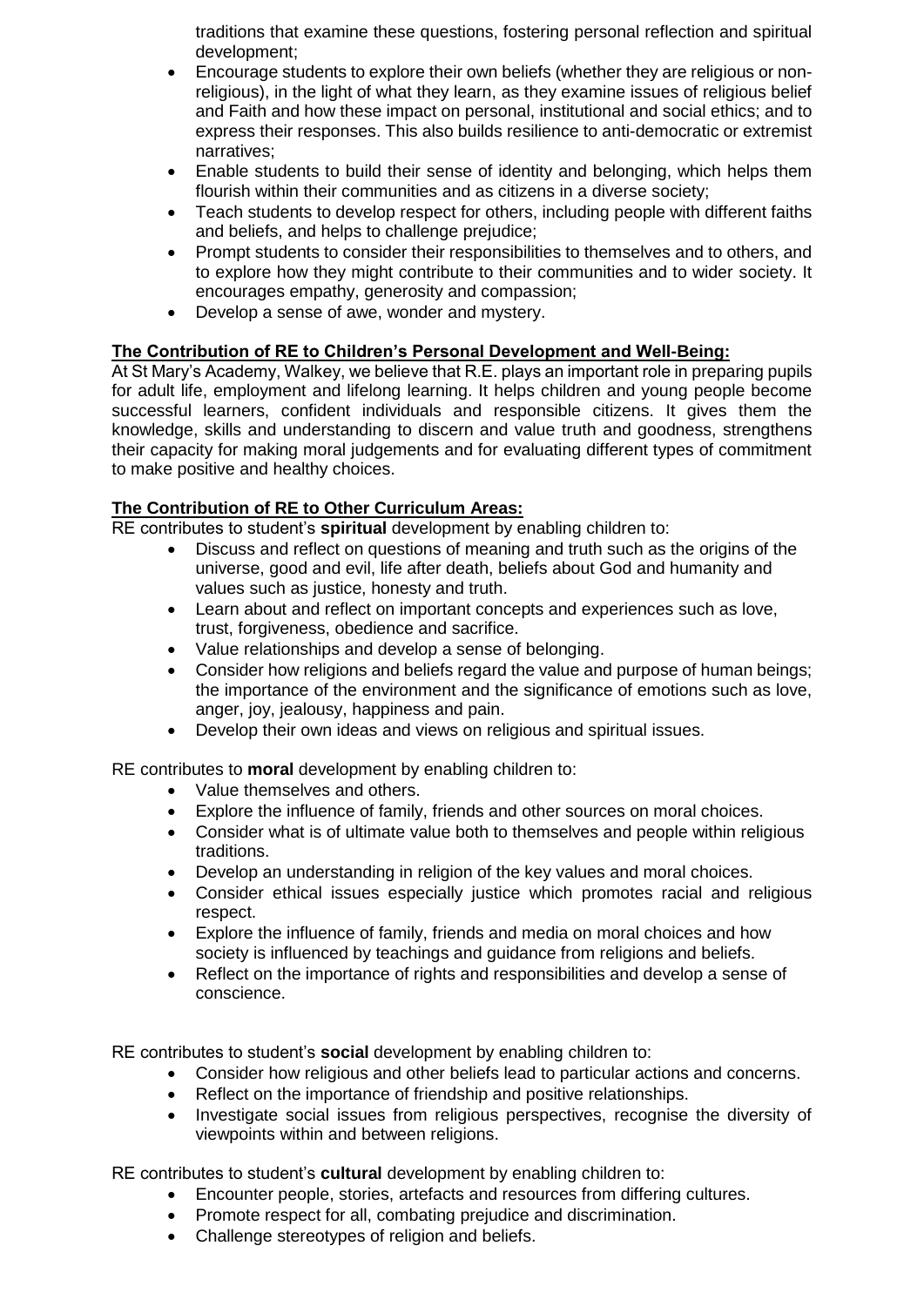traditions that examine these questions, fostering personal reflection and spiritual development;

- Encourage students to explore their own beliefs (whether they are religious or non-religious), in the light of what they learn, as they examine issues of religious belief and Faith and how these impact on personal, institutional and social ethics; and to express their responses. This also builds resilience to anti-democratic or extremist narratives;
- Enable students to build their sense of identity and belonging, which helps them flourish within their communities and as citizens in a diverse society;
- Teach students to develop respect for others, including people with different faiths and beliefs, and helps to challenge prejudice;
- Prompt students to consider their responsibilities to themselves and to others, and to explore how they might contribute to their communities and to wider society. It encourages empathy, generosity and compassion;
- Develop a sense of awe, wonder and mystery.

**The Contribution of RE to Children's Personal Development and Well-Being:**

At St Mary's Academy, Walkey, we believe that R.E. plays an important role in preparing pupils for adult life, employment and lifelong learning. It helps children and young people become successful learners, confident individuals and responsible citizens. It gives them the knowledge, skills and understanding to discern and value truth and goodness, strengthens their capacity for making moral judgements and for evaluating different types of commitment to make positive and healthy choices.

**The Contribution of RE to Other Curriculum Areas:**

RE contributes to student's **spiritual** development by enabling children to:

- Discuss and reflect on questions of meaning and truth such as the origins of the universe, good and evil, life after death, beliefs about God and humanity and values such as justice, honesty and truth.
- Learn about and reflect on important concepts and experiences such as love, trust, forgiveness, obedience and sacrifice.
- Value relationships and develop a sense of belonging.
- Consider how religions and beliefs regard the value and purpose of human beings; the importance of the environment and the significance of emotions such as love, anger, joy, jealousy, happiness and pain.
- Develop their own ideas and views on religious and spiritual issues.

RE contributes to **moral** development by enabling children to:

- Value themselves and others.
- Explore the influence of family, friends and other sources on moral choices.
- Consider what is of ultimate value both to themselves and people within religious traditions.
- Develop an understanding in religion of the key values and moral choices.
- Consider ethical issues especially justice which promotes racial and religious respect.
- Explore the influence of family, friends and media on moral choices and how society is influenced by teachings and guidance from religions and beliefs.
- Reflect on the importance of rights and responsibilities and develop a sense of conscience.

RE contributes to student's **social** development by enabling children to:

- Consider how religious and other beliefs lead to particular actions and concerns.
- Reflect on the importance of friendship and positive relationships.
- Investigate social issues from religious perspectives, recognise the diversity of viewpoints within and between religions.

RE contributes to student's **cultural** development by enabling children to:

- Encounter people, stories, artefacts and resources from differing cultures.
- Promote respect for all, combating prejudice and discrimination.
- Challenge stereotypes of religion and beliefs.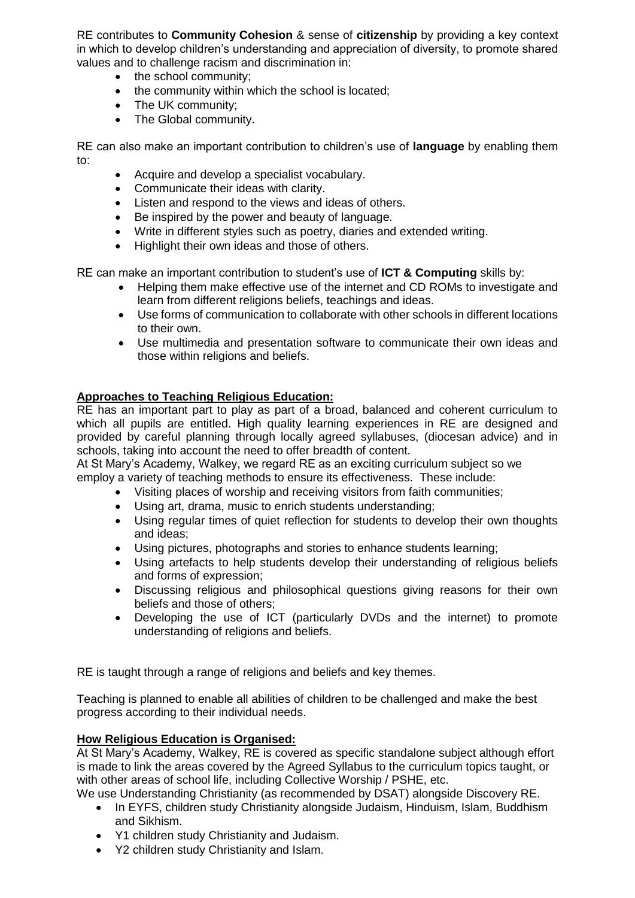RE contributes to **Community Cohesion** & sense of **citizenship** by providing a key context in which to develop children's understanding and appreciation of diversity, to promote shared values and to challenge racism and discrimination in:

- the school community;
- the community within which the school is located;
- The UK community;
- The Global community.

RE can also make an important contribution to children's use of **language** by enabling them to:

- Acquire and develop a specialist vocabulary.
- Communicate their ideas with clarity.
- Listen and respond to the views and ideas of others.
- Be inspired by the power and beauty of language.
- Write in different styles such as poetry, diaries and extended writing.
- Highlight their own ideas and those of others.

RE can make an important contribution to student's use of **ICT & Computing** skills by:

- Helping them make effective use of the internet and CD ROMs to investigate and learn from different religions beliefs, teachings and ideas.
- Use forms of communication to collaborate with other schools in different locations to their own.
- Use multimedia and presentation software to communicate their own ideas and those within religions and beliefs.

**Approaches to Teaching Religious Education:**

RE has an important part to play as part of a broad, balanced and coherent curriculum to which all pupils are entitled. High quality learning experiences in RE are designed and provided by careful planning through locally agreed syllabuses, (diocesan advice) and in schools, taking into account the need to offer breadth of content.

At St Mary's Academy, Walkey, we regard RE as an exciting curriculum subject so we employ a variety of teaching methods to ensure its effectiveness. These include:

- Visiting places of worship and receiving visitors from faith communities;
- Using art, drama, music to enrich students understanding;
- Using regular times of quiet reflection for students to develop their own thoughts and ideas;
- Using pictures, photographs and stories to enhance students learning;
- Using artefacts to help students develop their understanding of religious beliefs and forms of expression;
- Discussing religious and philosophical questions giving reasons for their own beliefs and those of others;
- Developing the use of ICT (particularly DVDs and the internet) to promote understanding of religions and beliefs.

RE is taught through a range of religions and beliefs and key themes.

Teaching is planned to enable all abilities of children to be challenged and make the best progress according to their individual needs.

**How Religious Education is Organised:**

At St Mary's Academy, Walkey, RE is covered as specific standalone subject although effort is made to link the areas covered by the Agreed Syllabus to the curriculum topics taught, or with other areas of school life, including Collective Worship / PSHE, etc.

We use Understanding Christianity (as recommended by DSAT) alongside Discovery RE.

- In EYFS, children study Christianity alongside Judaism, Hinduism, Islam, Buddhism and Sikhism.
- Y1 children study Christianity and Judaism.
- Y2 children study Christianity and Islam.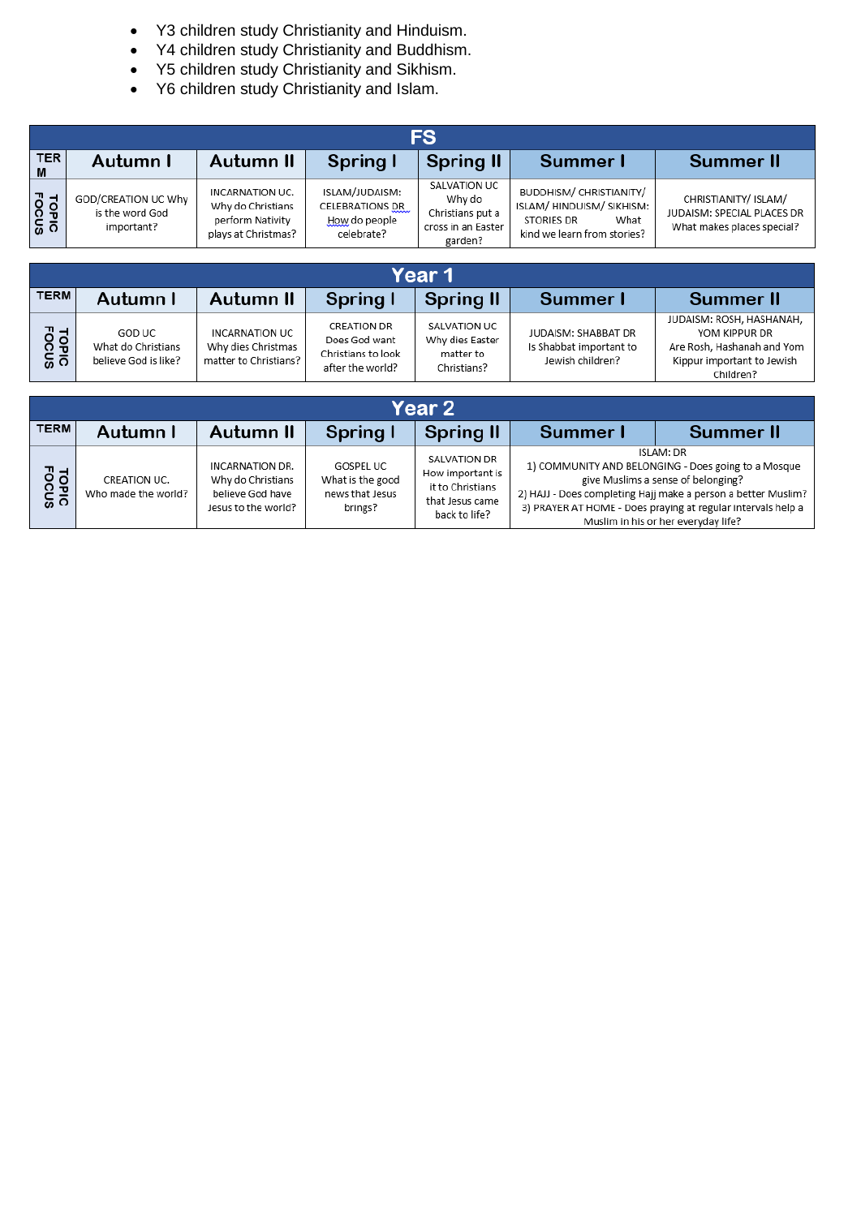- Y3 children study Christianity and Hinduism.
- Y4 children study Christianity and Buddhism.
- Y5 children study Christianity and Sikhism.
- Y6 children study Christianity and Islam.

| FS | | | | | | |
|---|---|---|---|---|---|---|
| TERM | Autumn I | Autumn II | Spring I | Spring II | Summer I | Summer II |
| TOPIC FOCUS | GOD/CREATION UC Why is the word God important? | INCARNATION UC. Why do Christians perform Nativity plays at Christmas? | ISLAM/JUDAISM: CELEBRATIONS DR How do people celebrate? | SALVATION UC Why do Christians put a cross in an Easter garden? | BUDDHISM/ CHRISTIANITY/ ISLAM/ HINDUISM/ SIKHISM: STORIES DR What kind we learn from stories? | CHRISTIANITY/ ISLAM/ JUDAISM: SPECIAL PLACES DR What makes places special? |

| Year 1 | | | | | | |
|---|---|---|---|---|---|---|
| TERM | Autumn I | Autumn II | Spring I | Spring II | Summer I | Summer II |
| TOPIC FOCUS | GOD UC What do Christians believe God is like? | INCARNATION UC Why dies Christmas matter to Christians? | CREATION DR Does God want Christians to look after the world? | SALVATION UC Why dies Easter matter to Christians? | JUDAISM: SHABBAT DR Is Shabbat important to Jewish children? | JUDAISM: ROSH, HASHANAH, YOM KIPPUR DR Are Rosh, Hashanah and Yom Kippur important to Jewish Children? |

| Year 2 | | | | | | |
|---|---|---|---|---|---|---|
| TERM | Autumn I | Autumn II | Spring I | Spring II | Summer I | Summer II |
| TOPIC FOCUS | CREATION UC. Who made the world? | INCARNATION DR. Why do Christians believe God have Jesus to the world? | GOSPEL UC What is the good news that Jesus brings? | SALVATION DR How important is it to Christians that Jesus came back to life? | ISLAM: DR 1) COMMUNITY AND BELONGING - Does going to a Mosque give Muslims a sense of belonging? 2) HAJJ - Does completing Hajj make a person a better Muslim? 3) PRAYER AT HOME - Does praying at regular intervals help a Muslim in his or her everyday life? | |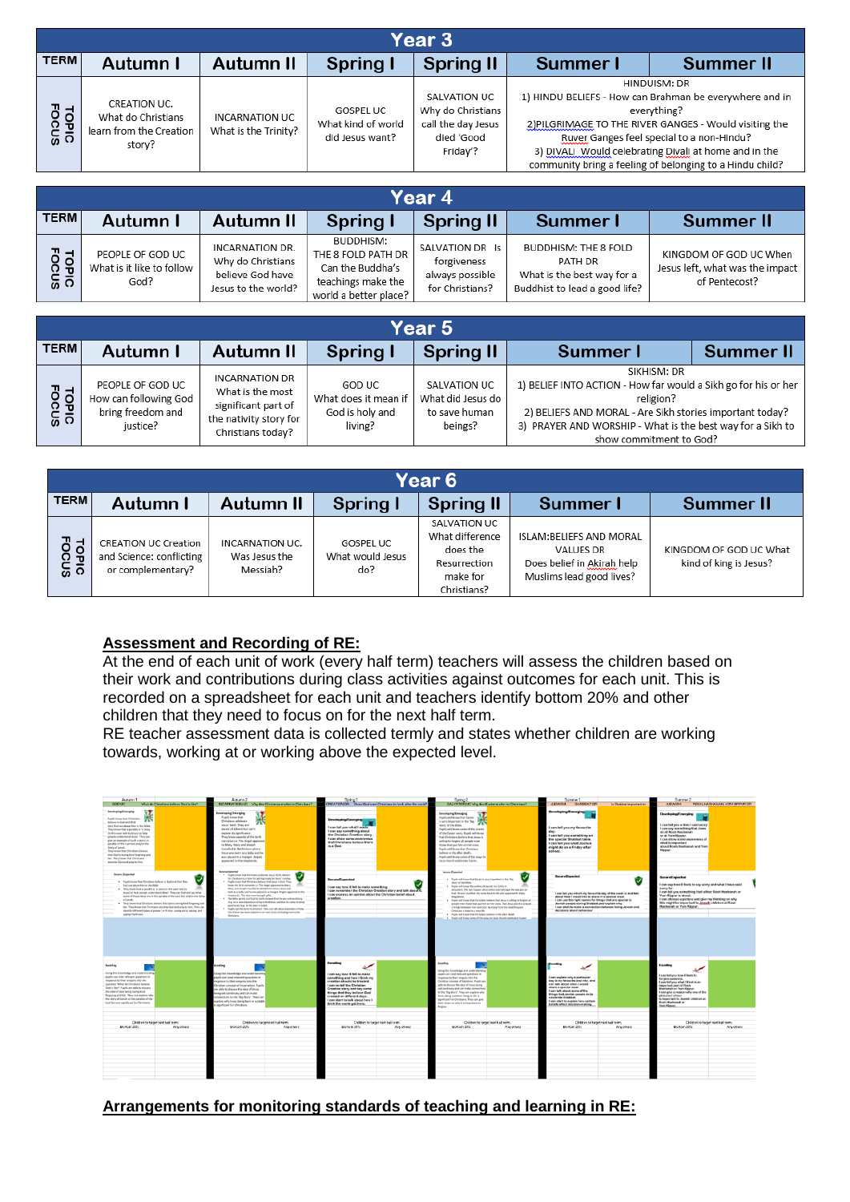| Year 3 | | | | | | |
|---|---|---|---|---|---|---|
| **TERM** | **Autumn I** | **Autumn II** | **Spring I** | **Spring II** | **Summer I** | **Summer II** |
| **TOPIC FOCUS** | CREATION UC. What do Christians learn from the Creation story? | INCARNATION UC What is the Trinity? | GOSPEL UC What kind of world did Jesus want? | SALVATION UC Why do Christians call the day Jesus died 'Good Friday'? | HINDUISM: DR 1) HINDU BELIEFS - How can Brahman be everywhere and in everything? 2)PILGRIMAGE TO THE RIVER GANGES - Would visiting the Ruver Ganges feel special to a non-Hindu? 3) DIVALI Would celebrating Divali at home and in the community bring a feeling of belonging to a Hindu child? | |

| Year 4 | | | | | | |
|---|---|---|---|---|---|---|
| **TERM** | **Autumn I** | **Autumn II** | **Spring I** | **Spring II** | **Summer I** | **Summer II** |
| **TOPIC FOCUS** | PEOPLE OF GOD UC What is it like to follow God? | INCARNATION DR. Why do Christians believe God have Jesus to the world? | BUDDHISM: THE 8 FOLD PATH DR Can the Buddha's teachings make the world a better place? | SALVATION DR Is forgiveness always possible for Christians? | BUDDHISM: THE 8 FOLD PATH DR What is the best way for a Buddhist to lead a good life? | KINGDOM OF GOD UC When Jesus left, what was the impact of Pentecost? |

| Year 5 | | | | | | |
|---|---|---|---|---|---|---|
| **TERM** | **Autumn I** | **Autumn II** | **Spring I** | **Spring II** | **Summer I** | **Summer II** |
| **TOPIC FOCUS** | PEOPLE OF GOD UC How can following God bring freedom and justice? | INCARNATION DR What is the most significant part of the nativity story for Christians today? | GOD UC What does it mean if God is holy and living? | SALVATION UC What did Jesus do to save human beings? | SIKHISM: DR 1) BELIEF INTO ACTION - How far would a Sikh go for his or her religion? 2) BELIEFS AND MORAL - Are Sikh stories important today? 3) PRAYER AND WORSHIP - What is the best way for a Sikh to show commitment to God? | |

| Year 6 | | | | | | |
|---|---|---|---|---|---|---|
| **TERM** | **Autumn I** | **Autumn II** | **Spring I** | **Spring II** | **Summer I** | **Summer II** |
| **TOPIC FOCUS** | CREATION UC Creation and Science: conflicting or complementary? | INCARNATION UC. Was Jesus the Messiah? | GOSPEL UC What would Jesus do? | SALVATION UC What difference does the Resurrection make for Christians? | ISLAM:BELIEFS AND MORAL VALUES DR Does belief in Akirah help Muslims lead good lives? | KINGDOM OF GOD UC What kind of king is Jesus? |

## Assessment and Recording of RE:

At the end of each unit of work (every half term) teachers will assess the children based on their work and contributions during class activities against outcomes for each unit. This is recorded on a spreadsheet for each unit and teachers identify bottom 20% and other children that they need to focus on for the next half term.

RE teacher assessment data is collected termly and states whether children are working towards, working at or working above the expected level.

## Arrangements for monitoring standards of teaching and learning in RE: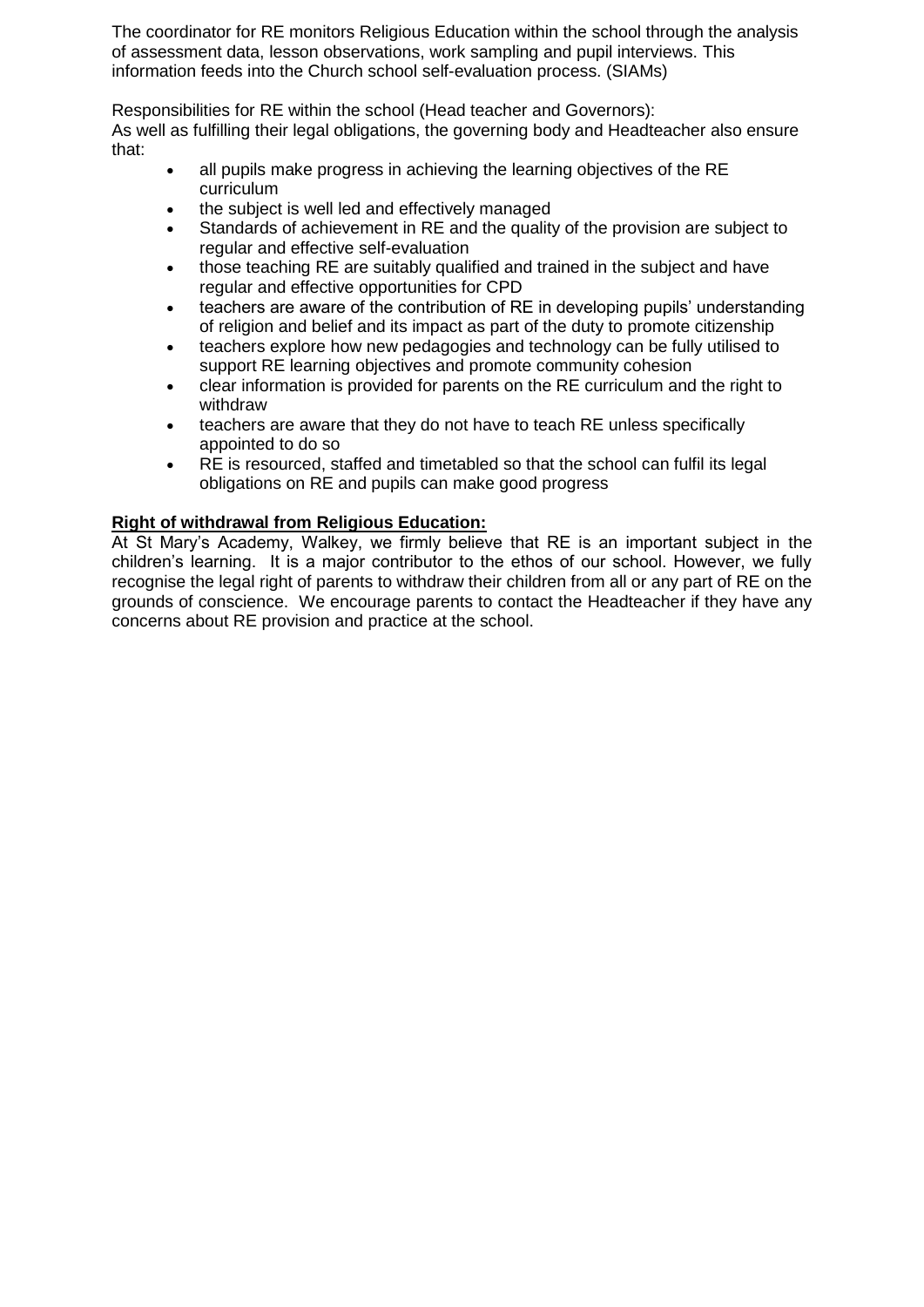The coordinator for RE monitors Religious Education within the school through the analysis of assessment data, lesson observations, work sampling and pupil interviews. This information feeds into the Church school self-evaluation process. (SIAMs)

Responsibilities for RE within the school (Head teacher and Governors):
As well as fulfilling their legal obligations, the governing body and Headteacher also ensure that:

- all pupils make progress in achieving the learning objectives of the RE curriculum
- the subject is well led and effectively managed
- Standards of achievement in RE and the quality of the provision are subject to regular and effective self-evaluation
- those teaching RE are suitably qualified and trained in the subject and have regular and effective opportunities for CPD
- teachers are aware of the contribution of RE in developing pupils' understanding of religion and belief and its impact as part of the duty to promote citizenship
- teachers explore how new pedagogies and technology can be fully utilised to support RE learning objectives and promote community cohesion
- clear information is provided for parents on the RE curriculum and the right to withdraw
- teachers are aware that they do not have to teach RE unless specifically appointed to do so
- RE is resourced, staffed and timetabled so that the school can fulfil its legal obligations on RE and pupils can make good progress

**Right of withdrawal from Religious Education:**

At St Mary's Academy, Walkey, we firmly believe that RE is an important subject in the children's learning. It is a major contributor to the ethos of our school. However, we fully recognise the legal right of parents to withdraw their children from all or any part of RE on the grounds of conscience. We encourage parents to contact the Headteacher if they have any concerns about RE provision and practice at the school.